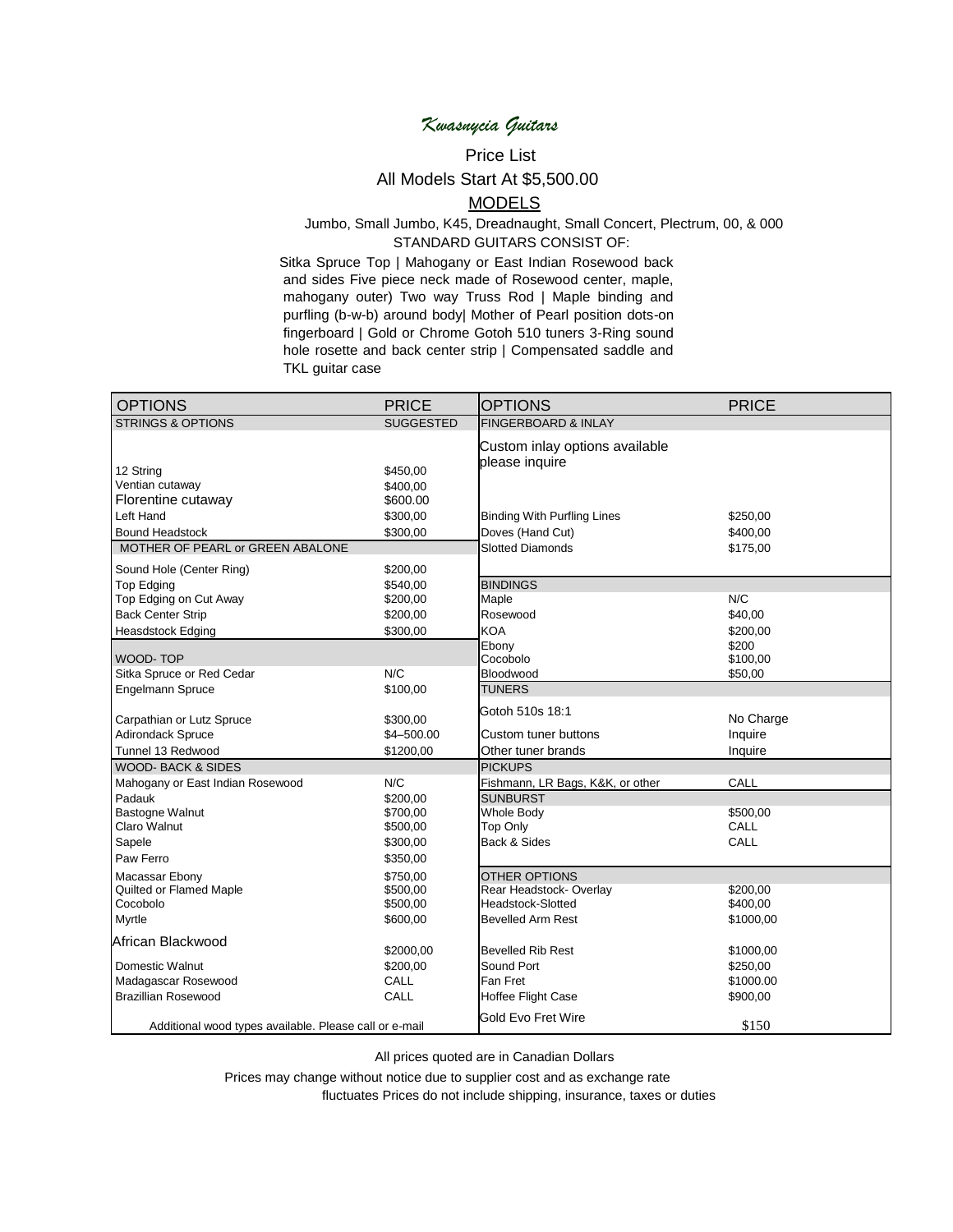# *Kwasnycia Guitars*

## Price List

### All Models Start At $5,500.00

### MODELS

Jumbo, Small Jumbo, K45, Dreadnaught, Small Concert, Plectrum, 00, & 000

STANDARD GUITARS CONSIST OF:

Sitka Spruce Top | Mahogany or East Indian Rosewood back and sides Five piece neck made of Rosewood center, maple, mahogany outer) Two way Truss Rod | Maple binding and purfling (b-w-b) around body| Mother of Pearl position dots-on fingerboard | Gold or Chrome Gotoh 510 tuners 3-Ring sound hole rosette and back center strip | Compensated saddle and TKL guitar case

| OPTIONS | PRICE | OPTIONS | PRICE |
|---|---|---|---|
| STRINGS & OPTIONS | SUGGESTED | FINGERBOARD & INLAY | |
| | | Custom inlay options available please inquire | |
| 12 String | $450,00 | | |
| Ventian cutaway | $400,00 | | |
| Florentine cutaway | $600.00 | | |
| Left Hand | $300,00 | Binding With Purfling Lines | $250,00 |
| Bound Headstock | $300,00 | Doves (Hand Cut) | $400,00 |
| MOTHER OF PEARL or GREEN ABALONE | | Slotted Diamonds | $175,00 |
| Sound Hole (Center Ring) | $200,00 | | |
| Top Edging | $540,00 | BINDINGS | |
| Top Edging on Cut Away | $200,00 | Maple | N/C |
| Back Center Strip | $200,00 | Rosewood | $40,00 |
| Heasdstock Edging | $300,00 | KOA | $200,00 |
| | | Ebony | $200 |
| WOOD- TOP | | Cocobolo | $100,00 |
| Sitka Spruce or Red Cedar | N/C | Bloodwood | $50,00 |
| Engelmann Spruce | $100,00 | TUNERS | |
| Carpathian or Lutz Spruce | $300,00 | Gotoh 510s 18:1 | No Charge |
| Adirondack Spruce | $4–500.00 | Custom tuner buttons | Inquire |
| Tunnel 13 Redwood | $1200,00 | Other tuner brands | Inquire |
| WOOD- BACK & SIDES | | PICKUPS | |
| Mahogany or East Indian Rosewood | N/C | Fishmann, LR Bags, K&K, or other | CALL |
| Padauk | $200,00 | SUNBURST | |
| Bastogne Walnut | $700,00 | Whole Body | $500,00 |
| Claro Walnut | $500,00 | Top Only | CALL |
| Sapele | $300,00 | Back & Sides | CALL |
| Paw Ferro | $350,00 | | |
| Macassar Ebony | $750,00 | OTHER OPTIONS | |
| Quilted or Flamed Maple | $500,00 | Rear Headstock- Overlay | $200,00 |
| Cocobolo | $500,00 | Headstock-Slotted | $400,00 |
| Myrtle | $600,00 | Bevelled Arm Rest | $1000,00 |
| African Blackwood | $2000,00 | Bevelled Rib Rest | $1000,00 |
| Domestic Walnut | $200,00 | Sound Port | $250,00 |
| Madagascar Rosewood | CALL | Fan Fret | $1000.00 |
| Brazillian Rosewood | CALL | Hoffee Flight Case | $900,00 |
| Additional wood types available. Please call or e-mail | | Gold Evo Fret Wire | $150 |

All prices quoted are in Canadian Dollars

Prices may change without notice due to supplier cost and as exchange rate fluctuates Prices do not include shipping, insurance, taxes or duties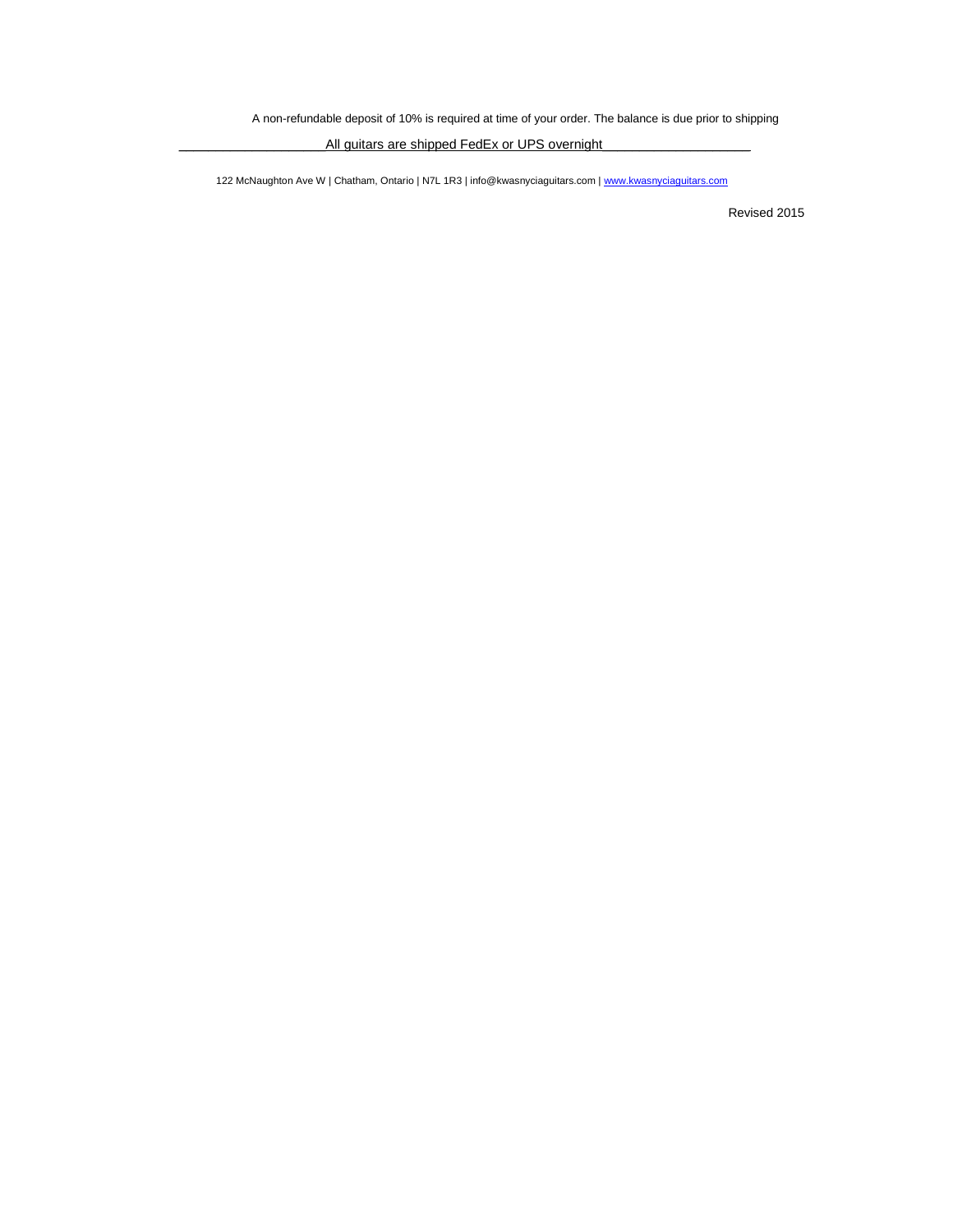A non-refundable deposit of 10% is required at time of your order. The balance is due prior to shipping

All guitars are shipped FedEx or UPS overnight

122 McNaughton Ave W | Chatham, Ontario | N7L 1R3 | info@kwasnyciaguitars.com | [www.kwasnyciaguitars.com](http://www.kwasnyciaguitars.com)

Revised 2015